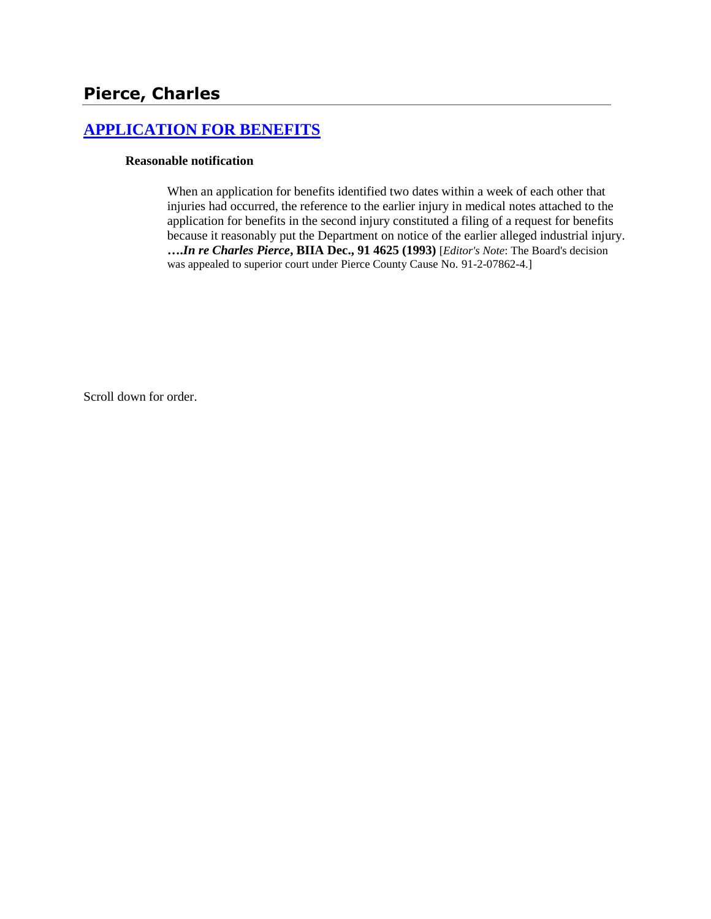# Pierce, Charles

## APPLICATION FOR BENEFITS

**Reasonable notification**

When an application for benefits identified two dates within a week of each other that injuries had occurred, the reference to the earlier injury in medical notes attached to the application for benefits in the second injury constituted a filing of a request for benefits because it reasonably put the Department on notice of the earlier alleged industrial injury. **….*In re Charles Pierce*, BIIA Dec., 91 4625 (1993)** [*Editor's Note*: The Board's decision was appealed to superior court under Pierce County Cause No. 91-2-07862-4.]

Scroll down for order.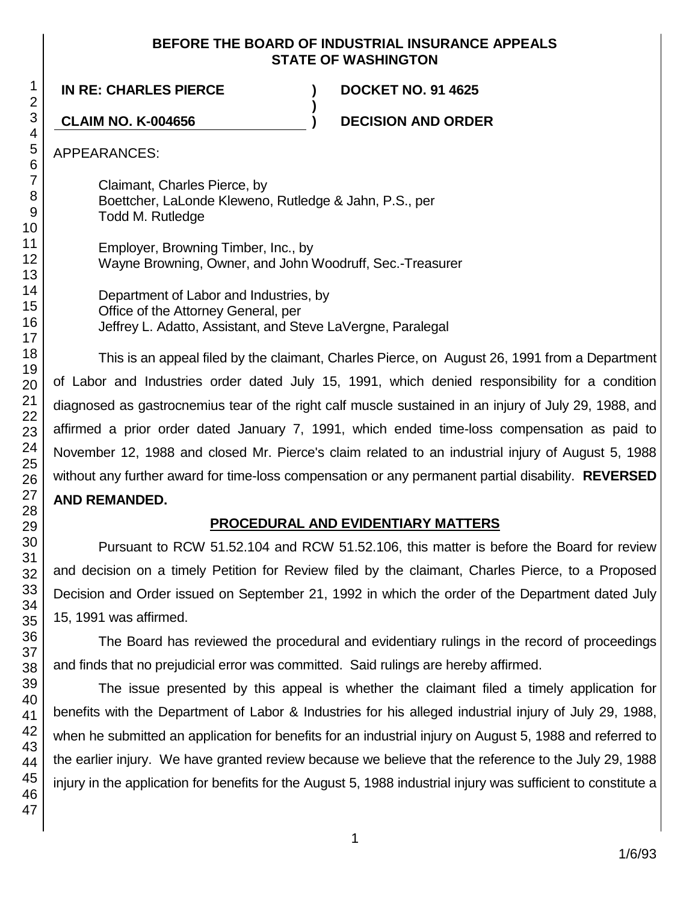**BEFORE THE BOARD OF INDUSTRIAL INSURANCE APPEALS**
**STATE OF WASHINGTON**

| | | |
|---|---|---|
| **IN RE: CHARLES PIERCE** | **)** | **DOCKET NO. 91 4625** |
| | **)** | |
| **CLAIM NO. K-004656** | **)** | **DECISION AND ORDER** |

APPEARANCES:

Claimant, Charles Pierce, by
Boettcher, LaLonde Kleweno, Rutledge & Jahn, P.S., per
Todd M. Rutledge

Employer, Browning Timber, Inc., by
Wayne Browning, Owner, and John Woodruff, Sec.-Treasurer

Department of Labor and Industries, by
Office of the Attorney General, per
Jeffrey L. Adatto, Assistant, and Steve LaVergne, Paralegal

This is an appeal filed by the claimant, Charles Pierce, on August 26, 1991 from a Department of Labor and Industries order dated July 15, 1991, which denied responsibility for a condition diagnosed as gastrocnemius tear of the right calf muscle sustained in an injury of July 29, 1988, and affirmed a prior order dated January 7, 1991, which ended time-loss compensation as paid to November 12, 1988 and closed Mr. Pierce's claim related to an industrial injury of August 5, 1988 without any further award for time-loss compensation or any permanent partial disability. **REVERSED AND REMANDED.**

## PROCEDURAL AND EVIDENTIARY MATTERS

Pursuant to RCW 51.52.104 and RCW 51.52.106, this matter is before the Board for review and decision on a timely Petition for Review filed by the claimant, Charles Pierce, to a Proposed Decision and Order issued on September 21, 1992 in which the order of the Department dated July 15, 1991 was affirmed.

The Board has reviewed the procedural and evidentiary rulings in the record of proceedings and finds that no prejudicial error was committed. Said rulings are hereby affirmed.

The issue presented by this appeal is whether the claimant filed a timely application for benefits with the Department of Labor & Industries for his alleged industrial injury of July 29, 1988, when he submitted an application for benefits for an industrial injury on August 5, 1988 and referred to the earlier injury. We have granted review because we believe that the reference to the July 29, 1988 injury in the application for benefits for the August 5, 1988 industrial injury was sufficient to constitute a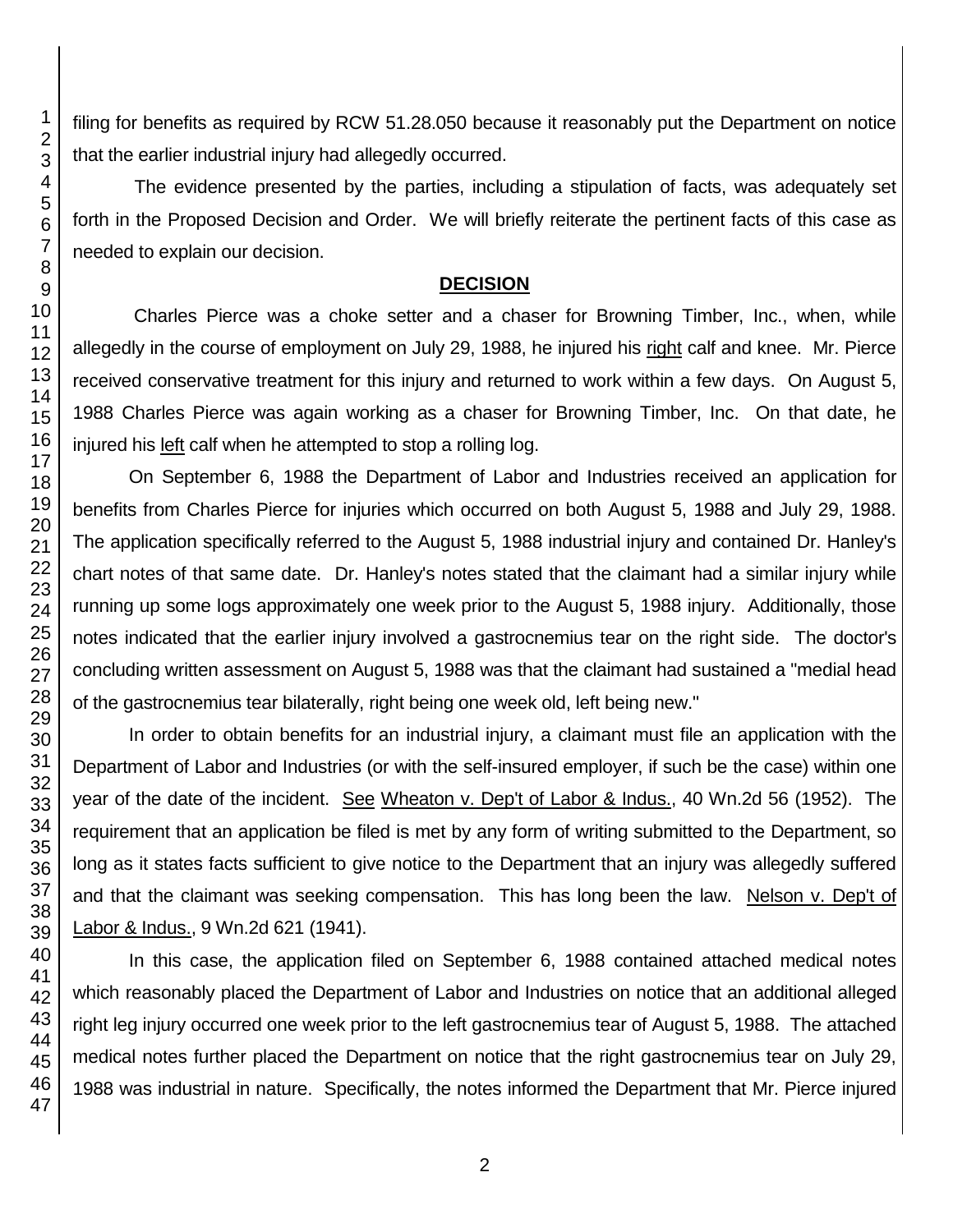filing for benefits as required by RCW 51.28.050 because it reasonably put the Department on notice that the earlier industrial injury had allegedly occurred.

The evidence presented by the parties, including a stipulation of facts, was adequately set forth in the Proposed Decision and Order. We will briefly reiterate the pertinent facts of this case as needed to explain our decision.

## DECISION

Charles Pierce was a choke setter and a chaser for Browning Timber, Inc., when, while allegedly in the course of employment on July 29, 1988, he injured his right calf and knee. Mr. Pierce received conservative treatment for this injury and returned to work within a few days. On August 5, 1988 Charles Pierce was again working as a chaser for Browning Timber, Inc. On that date, he injured his left calf when he attempted to stop a rolling log.

On September 6, 1988 the Department of Labor and Industries received an application for benefits from Charles Pierce for injuries which occurred on both August 5, 1988 and July 29, 1988. The application specifically referred to the August 5, 1988 industrial injury and contained Dr. Hanley's chart notes of that same date. Dr. Hanley's notes stated that the claimant had a similar injury while running up some logs approximately one week prior to the August 5, 1988 injury. Additionally, those notes indicated that the earlier injury involved a gastrocnemius tear on the right side. The doctor's concluding written assessment on August 5, 1988 was that the claimant had sustained a "medial head of the gastrocnemius tear bilaterally, right being one week old, left being new."

In order to obtain benefits for an industrial injury, a claimant must file an application with the Department of Labor and Industries (or with the self-insured employer, if such be the case) within one year of the date of the incident. See Wheaton v. Dep't of Labor & Indus., 40 Wn.2d 56 (1952). The requirement that an application be filed is met by any form of writing submitted to the Department, so long as it states facts sufficient to give notice to the Department that an injury was allegedly suffered and that the claimant was seeking compensation. This has long been the law. Nelson v. Dep't of Labor & Indus., 9 Wn.2d 621 (1941).

In this case, the application filed on September 6, 1988 contained attached medical notes which reasonably placed the Department of Labor and Industries on notice that an additional alleged right leg injury occurred one week prior to the left gastrocnemius tear of August 5, 1988. The attached medical notes further placed the Department on notice that the right gastrocnemius tear on July 29, 1988 was industrial in nature. Specifically, the notes informed the Department that Mr. Pierce injured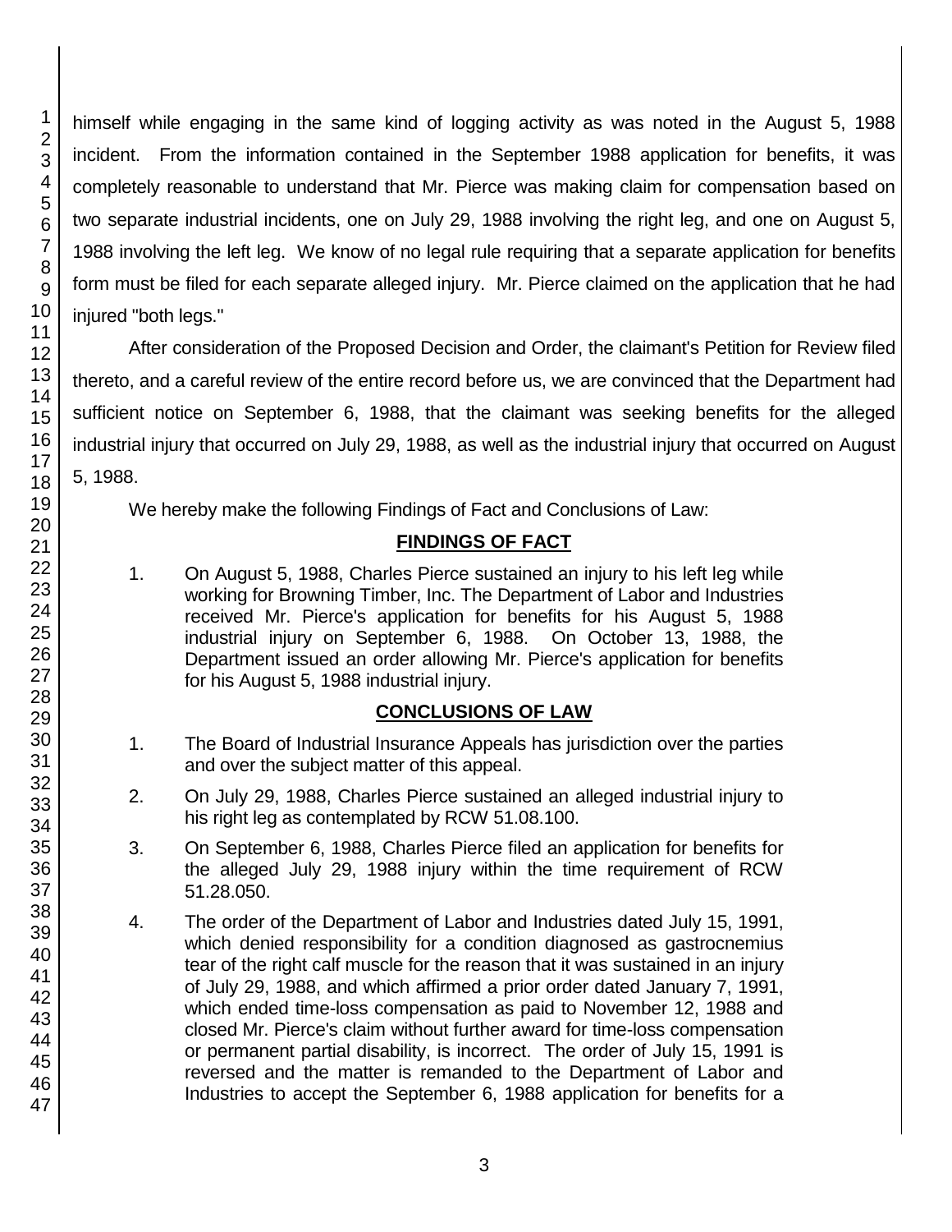himself while engaging in the same kind of logging activity as was noted in the August 5, 1988 incident. From the information contained in the September 1988 application for benefits, it was completely reasonable to understand that Mr. Pierce was making claim for compensation based on two separate industrial incidents, one on July 29, 1988 involving the right leg, and one on August 5, 1988 involving the left leg. We know of no legal rule requiring that a separate application for benefits form must be filed for each separate alleged injury. Mr. Pierce claimed on the application that he had injured "both legs."

After consideration of the Proposed Decision and Order, the claimant's Petition for Review filed thereto, and a careful review of the entire record before us, we are convinced that the Department had sufficient notice on September 6, 1988, that the claimant was seeking benefits for the alleged industrial injury that occurred on July 29, 1988, as well as the industrial injury that occurred on August 5, 1988.

We hereby make the following Findings of Fact and Conclusions of Law:

## FINDINGS OF FACT

1. On August 5, 1988, Charles Pierce sustained an injury to his left leg while working for Browning Timber, Inc. The Department of Labor and Industries received Mr. Pierce's application for benefits for his August 5, 1988 industrial injury on September 6, 1988. On October 13, 1988, the Department issued an order allowing Mr. Pierce's application for benefits for his August 5, 1988 industrial injury.

## CONCLUSIONS OF LAW

1. The Board of Industrial Insurance Appeals has jurisdiction over the parties and over the subject matter of this appeal.

2. On July 29, 1988, Charles Pierce sustained an alleged industrial injury to his right leg as contemplated by RCW 51.08.100.

3. On September 6, 1988, Charles Pierce filed an application for benefits for the alleged July 29, 1988 injury within the time requirement of RCW 51.28.050.

4. The order of the Department of Labor and Industries dated July 15, 1991, which denied responsibility for a condition diagnosed as gastrocnemius tear of the right calf muscle for the reason that it was sustained in an injury of July 29, 1988, and which affirmed a prior order dated January 7, 1991, which ended time-loss compensation as paid to November 12, 1988 and closed Mr. Pierce's claim without further award for time-loss compensation or permanent partial disability, is incorrect. The order of July 15, 1991 is reversed and the matter is remanded to the Department of Labor and Industries to accept the September 6, 1988 application for benefits for a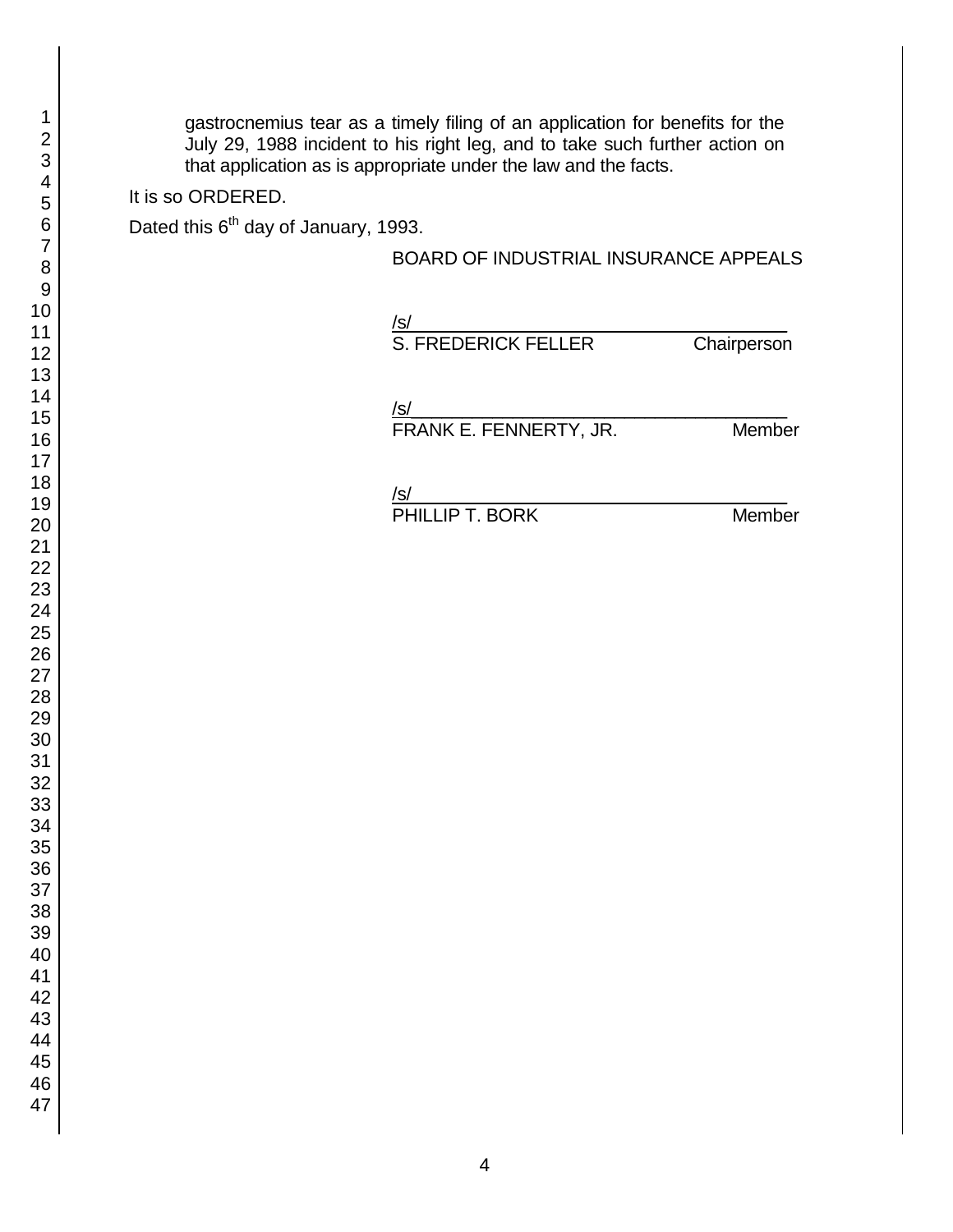gastrocnemius tear as a timely filing of an application for benefits for the July 29, 1988 incident to his right leg, and to take such further action on that application as is appropriate under the law and the facts.

It is so ORDERED.

Dated this 6th day of January, 1993.

BOARD OF INDUSTRIAL INSURANCE APPEALS

/s/
S. FREDERICK FELLER Chairperson

/s/
FRANK E. FENNERTY, JR. Member

/s/
PHILLIP T. BORK Member